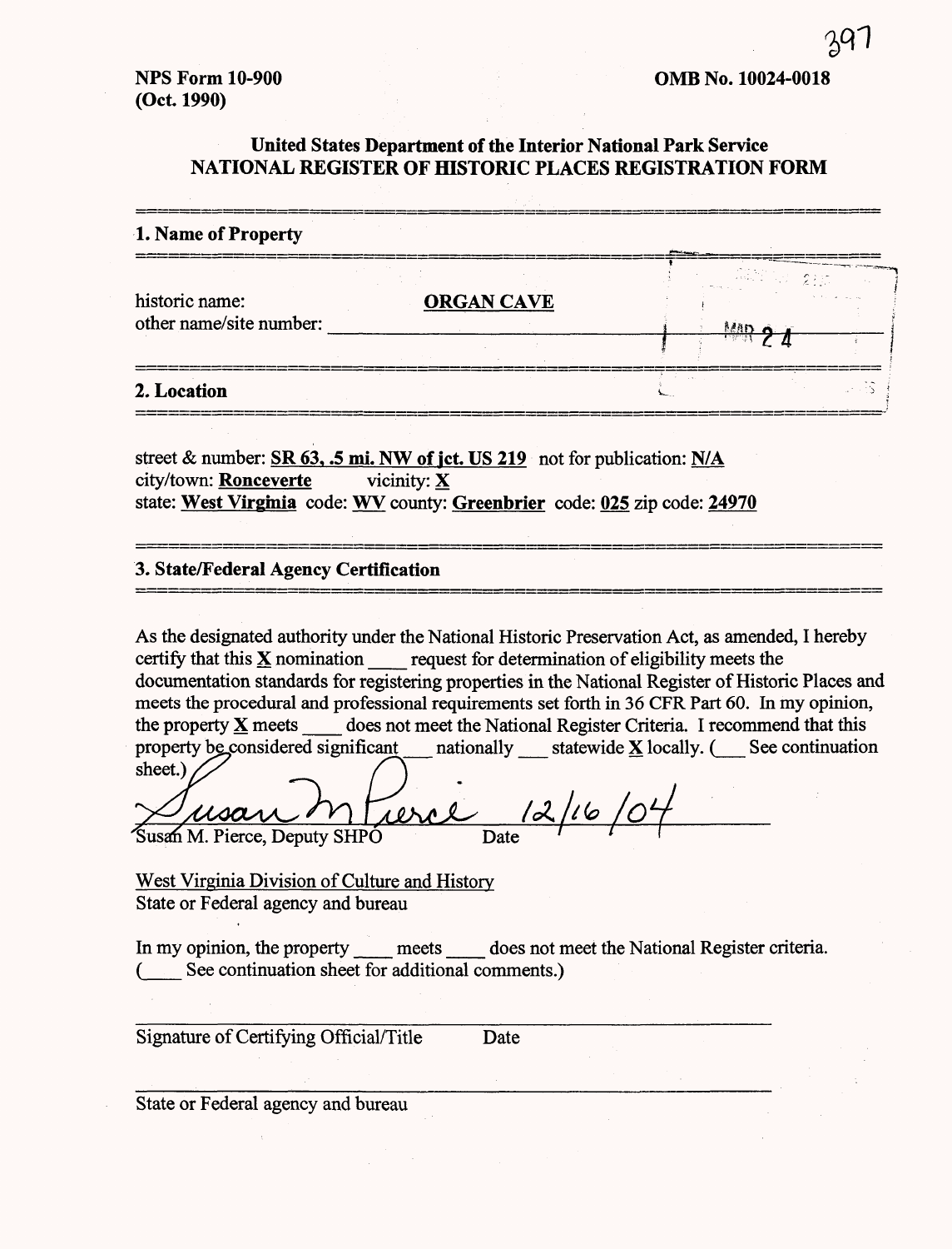397

NPS Form 10-900
(Oct. 1990)

OMB No. 10024-0018

**United States Department of the Interior National Park Service**
**NATIONAL REGISTER OF HISTORIC PLACES REGISTRATION FORM**

## 1. Name of Property

historic name: **ORGAN CAVE**
other name/site number: ____________

MAR 24

## 2. Location

street & number: **SR 63, .5 mi. NW of jct. US 219** not for publication: **N/A**
city/town: **Ronceverte** vicinity: **X**
state: **West Virginia** code: **WV** county: **Greenbrier** code: **025** zip code: **24970**

## 3. State/Federal Agency Certification

As the designated authority under the National Historic Preservation Act, as amended, I hereby certify that this **X** nomination ____ request for determination of eligibility meets the documentation standards for registering properties in the National Register of Historic Places and meets the procedural and professional requirements set forth in 36 CFR Part 60. In my opinion, the property **X** meets ____ does not meet the National Register Criteria. I recommend that this property be considered significant ___ nationally ___ statewide **X** locally. (___ See continuation sheet.)

*Susan M Pierce* 12/16/04
Susan M. Pierce, Deputy SHPO Date

West Virginia Division of Culture and History
State or Federal agency and bureau

In my opinion, the property ____ meets ____ does not meet the National Register criteria.
(____ See continuation sheet for additional comments.)

Signature of Certifying Official/Title Date

State or Federal agency and bureau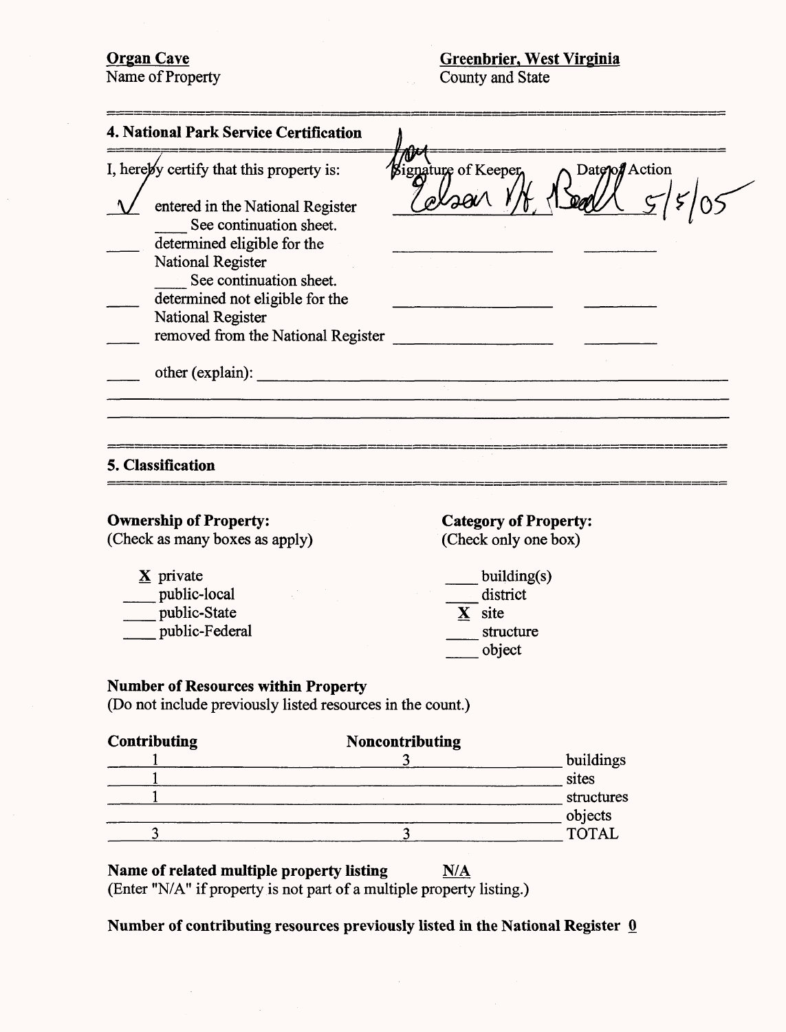**Organ Cave**
Name of Property

**Greenbrier, West Virginia**
County and State

## 4. National Park Service Certification

I, hereby certify that this property is: — Signature of Keeper — Date of Action

✓ entered in the National Register — Edson H. Beall (for) — 5/5/05
 ___ See continuation sheet.
___ determined eligible for the National Register
 ___ See continuation sheet.
___ determined not eligible for the National Register
___ removed from the National Register
___ other (explain):

## 5. Classification

**Ownership of Property:**
(Check as many boxes as apply)

- X private
- ___ public-local
- ___ public-State
- ___ public-Federal

**Category of Property:**
(Check only one box)

- ___ building(s)
- ___ district
- X site
- ___ structure
- ___ object

**Number of Resources within Property**
(Do not include previously listed resources in the count.)

| Contributing | Noncontributing | |
|---|---|---|
| 1 | 3 | buildings |
| 1 | | sites |
| 1 | | structures |
| | | objects |
| 3 | 3 | TOTAL |

**Name of related multiple property listing** N/A
(Enter "N/A" if property is not part of a multiple property listing.)

**Number of contributing resources previously listed in the National Register** 0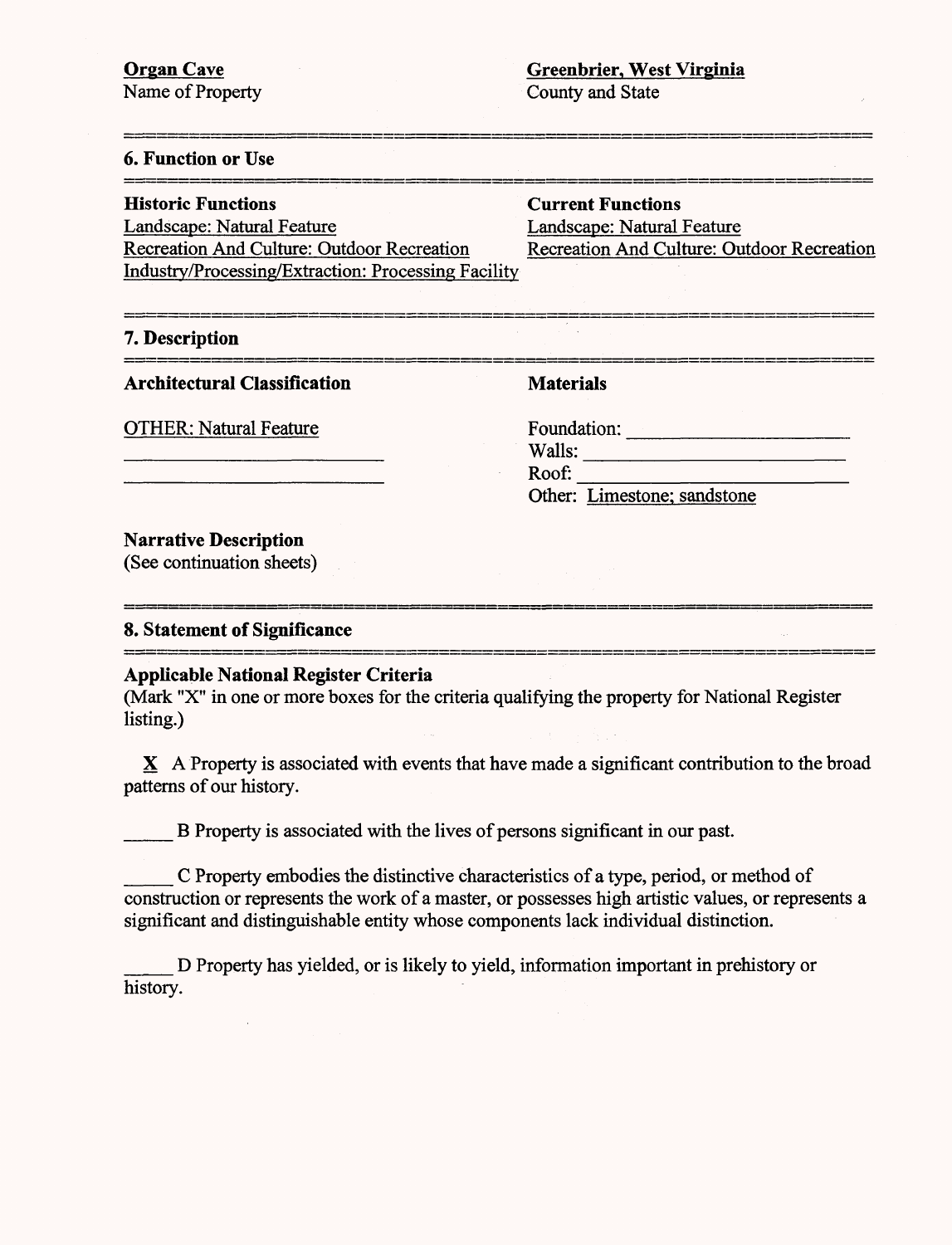**Organ Cave**
Name of Property

**Greenbrier, West Virginia**
County and State

## 6. Function or Use

| **Historic Functions** | **Current Functions** |
|---|---|
| Landscape: Natural Feature | Landscape: Natural Feature |
| Recreation And Culture: Outdoor Recreation | Recreation And Culture: Outdoor Recreation |
| Industry/Processing/Extraction: Processing Facility | |

## 7. Description

| **Architectural Classification** | **Materials** |
|---|---|
| OTHER: Natural Feature | Foundation: ____________ |
| ____________ | Walls: ____________ |
| ____________ | Roof: ____________ |
| | Other: Limestone; sandstone |

**Narrative Description**
(See continuation sheets)

## 8. Statement of Significance

**Applicable National Register Criteria**
(Mark "X" in one or more boxes for the criteria qualifying the property for National Register listing.)

X A Property is associated with events that have made a significant contribution to the broad patterns of our history.

_____ B Property is associated with the lives of persons significant in our past.

_____ C Property embodies the distinctive characteristics of a type, period, or method of construction or represents the work of a master, or possesses high artistic values, or represents a significant and distinguishable entity whose components lack individual distinction.

_____ D Property has yielded, or is likely to yield, information important in prehistory or history.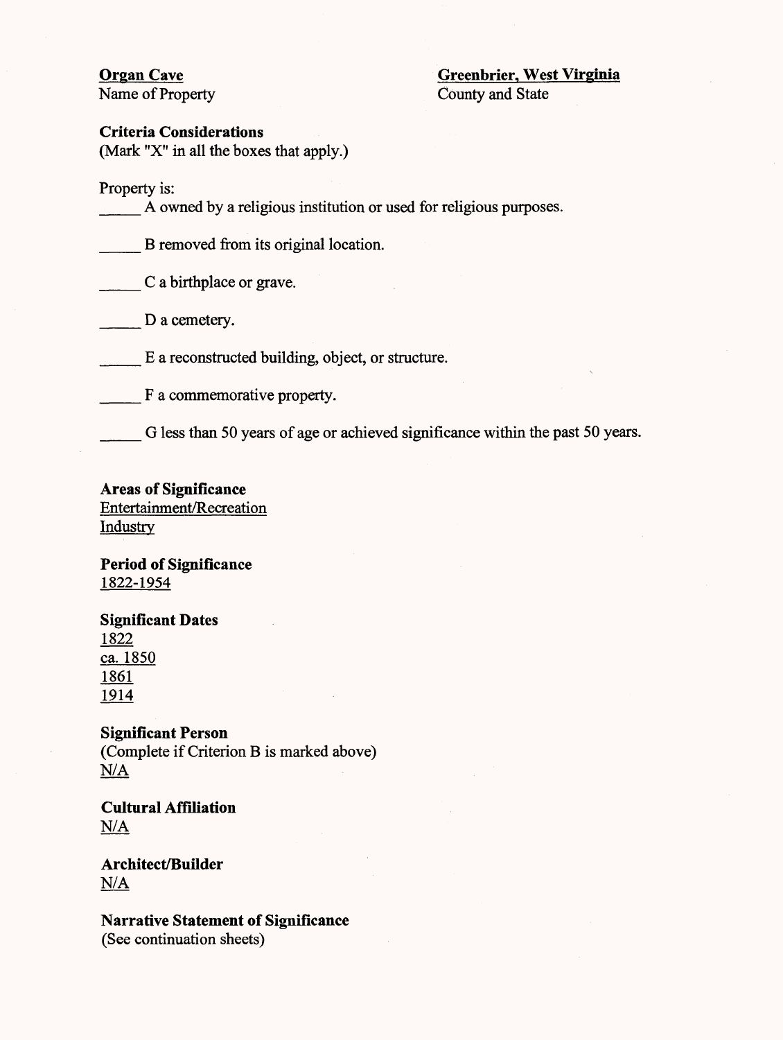**Organ Cave**
Name of Property

**Greenbrier, West Virginia**
County and State

**Criteria Considerations**
(Mark "X" in all the boxes that apply.)

Property is:

_____ A owned by a religious institution or used for religious purposes.

_____ B removed from its original location.

_____ C a birthplace or grave.

_____ D a cemetery.

_____ E a reconstructed building, object, or structure.

_____ F a commemorative property.

_____ G less than 50 years of age or achieved significance within the past 50 years.

**Areas of Significance**
Entertainment/Recreation
Industry

**Period of Significance**
1822-1954

**Significant Dates**
1822
ca. 1850
1861
1914

**Significant Person**
(Complete if Criterion B is marked above)
N/A

**Cultural Affiliation**
N/A

**Architect/Builder**
N/A

**Narrative Statement of Significance**
(See continuation sheets)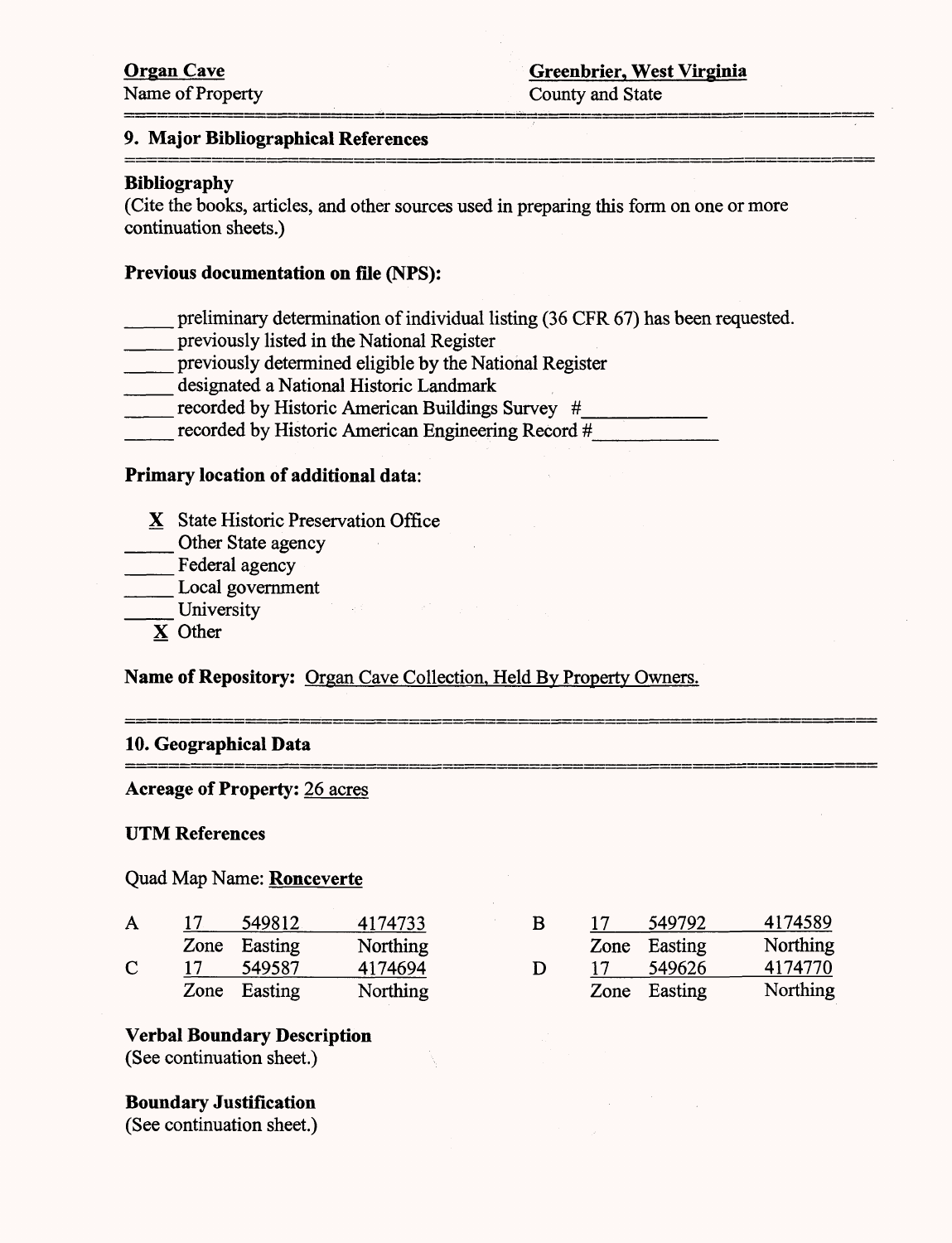**Organ Cave**
Name of Property

**Greenbrier, West Virginia**
County and State

## 9. Major Bibliographical References

**Bibliography**
(Cite the books, articles, and other sources used in preparing this form on one or more continuation sheets.)

**Previous documentation on file (NPS):**

_____ preliminary determination of individual listing (36 CFR 67) has been requested.
_____ previously listed in the National Register
_____ previously determined eligible by the National Register
_____ designated a National Historic Landmark
_____ recorded by Historic American Buildings Survey #___________
_____ recorded by Historic American Engineering Record #___________

**Primary location of additional data:**

X State Historic Preservation Office
_____ Other State agency
_____ Federal agency
_____ Local government
_____ University
X Other

**Name of Repository:** Organ Cave Collection, Held By Property Owners.

## 10. Geographical Data

**Acreage of Property:** 26 acres

**UTM References**

Quad Map Name: **Ronceverte**

| | Zone | Easting | Northing | | Zone | Easting | Northing |
|---|---|---|---|---|---|---|---|
| A | 17 | 549812 | 4174733 | B | 17 | 549792 | 4174589 |
| C | 17 | 549587 | 4174694 | D | 17 | 549626 | 4174770 |

**Verbal Boundary Description**
(See continuation sheet.)

**Boundary Justification**
(See continuation sheet.)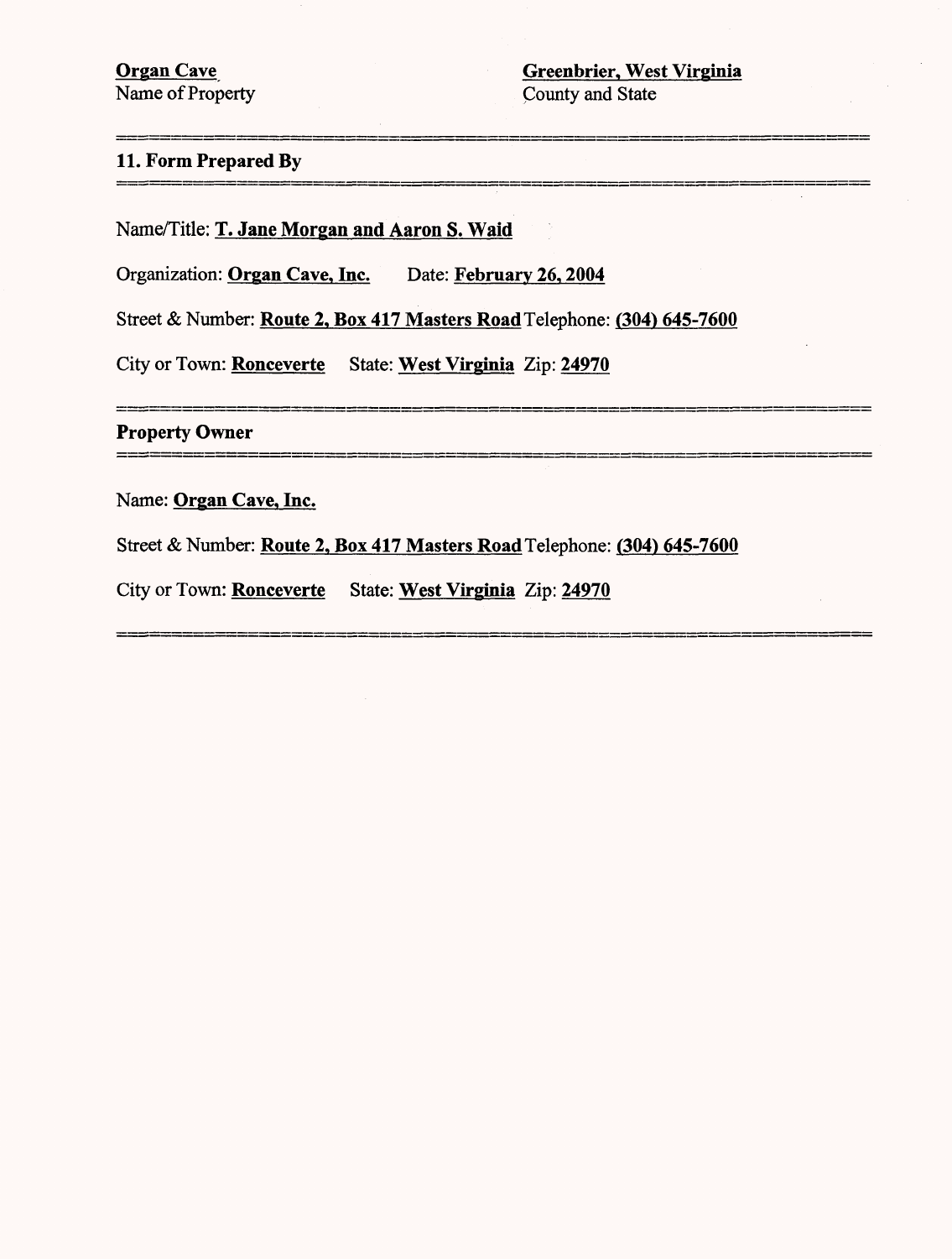**Organ Cave**
Name of Property

**Greenbrier, West Virginia**
County and State

## 11. Form Prepared By

Name/Title: **T. Jane Morgan and Aaron S. Waid**

Organization: **Organ Cave, Inc.** Date: **February 26, 2004**

Street & Number: **Route 2, Box 417 Masters Road** Telephone: **(304) 645-7600**

City or Town: **Ronceverte** State: **West Virginia** Zip: **24970**

## Property Owner

Name: **Organ Cave, Inc.**

Street & Number: **Route 2, Box 417 Masters Road** Telephone: **(304) 645-7600**

City or Town: **Ronceverte** State: **West Virginia** Zip: **24970**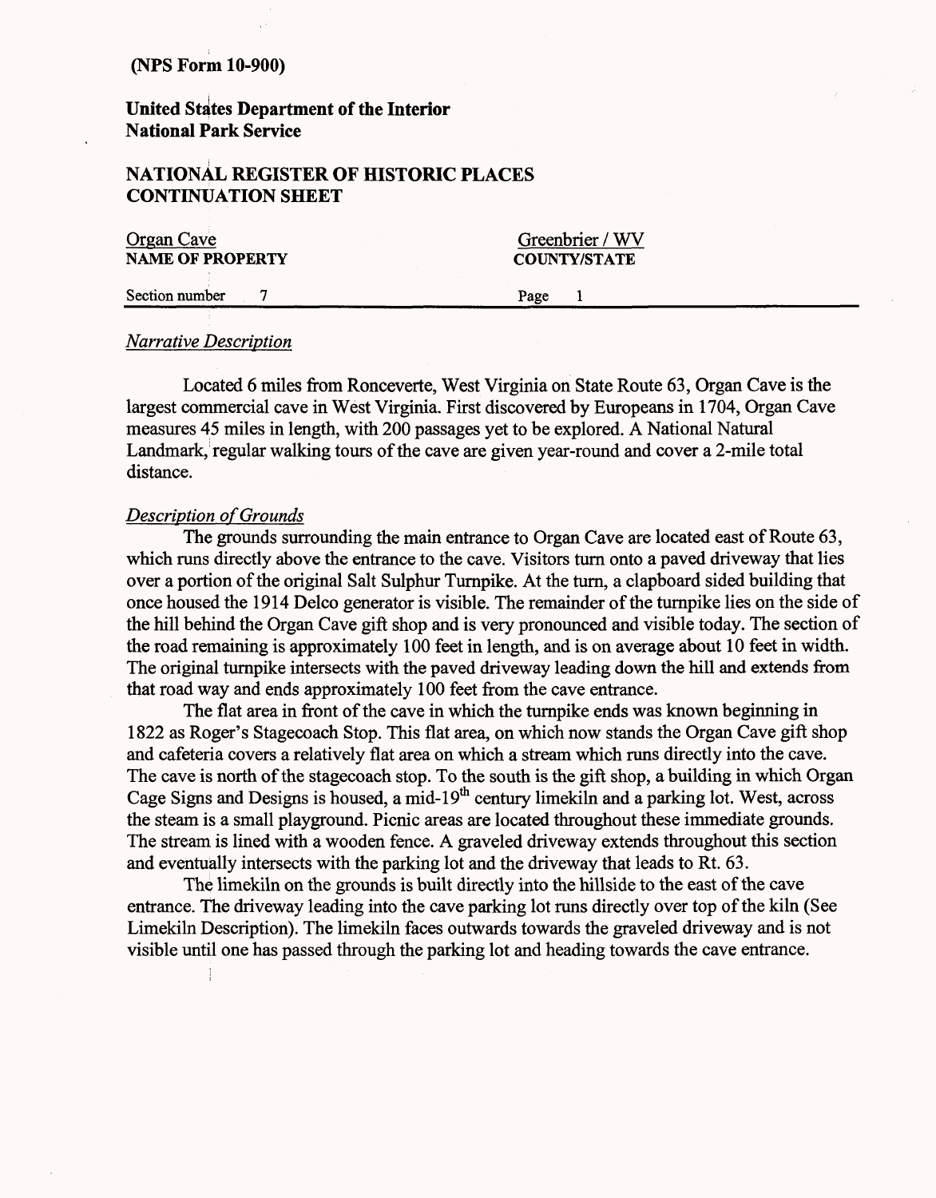(NPS Form 10-900)

**United States Department of the Interior**
**National Park Service**

## NATIONAL REGISTER OF HISTORIC PLACES CONTINUATION SHEET

| Organ Cave | Greenbrier / WV |
|---|---|
| **NAME OF PROPERTY** | **COUNTY/STATE** |
| Section number 7 | Page 1 |

*Narrative Description*

Located 6 miles from Ronceverte, West Virginia on State Route 63, Organ Cave is the largest commercial cave in West Virginia. First discovered by Europeans in 1704, Organ Cave measures 45 miles in length, with 200 passages yet to be explored. A National Natural Landmark, regular walking tours of the cave are given year-round and cover a 2-mile total distance.

*Description of Grounds*

The grounds surrounding the main entrance to Organ Cave are located east of Route 63, which runs directly above the entrance to the cave. Visitors turn onto a paved driveway that lies over a portion of the original Salt Sulphur Turnpike. At the turn, a clapboard sided building that once housed the 1914 Delco generator is visible. The remainder of the turnpike lies on the side of the hill behind the Organ Cave gift shop and is very pronounced and visible today. The section of the road remaining is approximately 100 feet in length, and is on average about 10 feet in width. The original turnpike intersects with the paved driveway leading down the hill and extends from that road way and ends approximately 100 feet from the cave entrance.

The flat area in front of the cave in which the turnpike ends was known beginning in 1822 as Roger's Stagecoach Stop. This flat area, on which now stands the Organ Cave gift shop and cafeteria covers a relatively flat area on which a stream which runs directly into the cave. The cave is north of the stagecoach stop. To the south is the gift shop, a building in which Organ Cage Signs and Designs is housed, a mid-19th century limekiln and a parking lot. West, across the steam is a small playground. Picnic areas are located throughout these immediate grounds. The stream is lined with a wooden fence. A graveled driveway extends throughout this section and eventually intersects with the parking lot and the driveway that leads to Rt. 63.

The limekiln on the grounds is built directly into the hillside to the east of the cave entrance. The driveway leading into the cave parking lot runs directly over top of the kiln (See Limekiln Description). The limekiln faces outwards towards the graveled driveway and is not visible until one has passed through the parking lot and heading towards the cave entrance.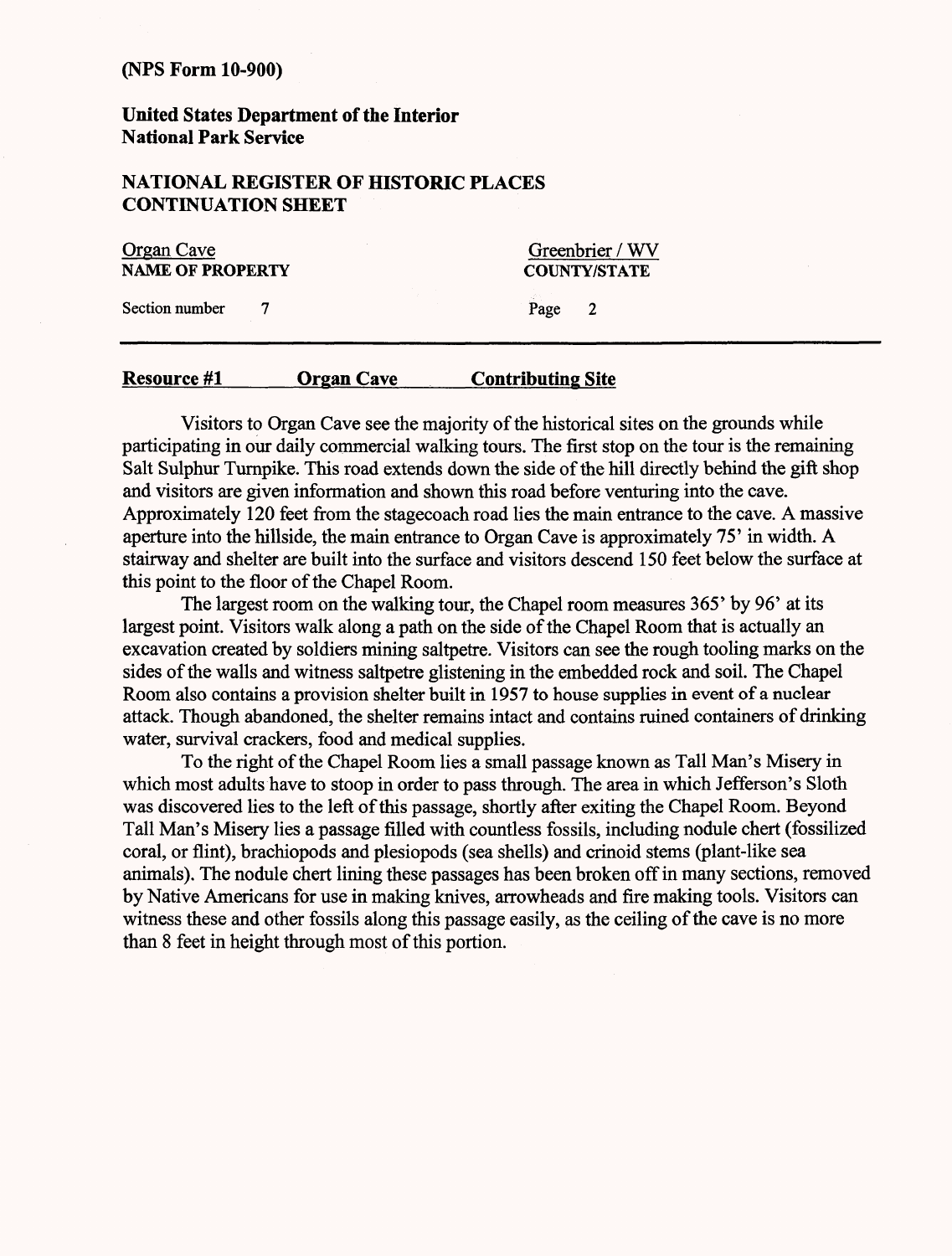**Resource #1 Organ Cave Contributing Site**

Visitors to Organ Cave see the majority of the historical sites on the grounds while participating in our daily commercial walking tours. The first stop on the tour is the remaining Salt Sulphur Turnpike. This road extends down the side of the hill directly behind the gift shop and visitors are given information and shown this road before venturing into the cave. Approximately 120 feet from the stagecoach road lies the main entrance to the cave. A massive aperture into the hillside, the main entrance to Organ Cave is approximately 75' in width. A stairway and shelter are built into the surface and visitors descend 150 feet below the surface at this point to the floor of the Chapel Room.

The largest room on the walking tour, the Chapel room measures 365' by 96' at its largest point. Visitors walk along a path on the side of the Chapel Room that is actually an excavation created by soldiers mining saltpetre. Visitors can see the rough tooling marks on the sides of the walls and witness saltpetre glistening in the embedded rock and soil. The Chapel Room also contains a provision shelter built in 1957 to house supplies in event of a nuclear attack. Though abandoned, the shelter remains intact and contains ruined containers of drinking water, survival crackers, food and medical supplies.

To the right of the Chapel Room lies a small passage known as Tall Man's Misery in which most adults have to stoop in order to pass through. The area in which Jefferson's Sloth was discovered lies to the left of this passage, shortly after exiting the Chapel Room. Beyond Tall Man's Misery lies a passage filled with countless fossils, including nodule chert (fossilized coral, or flint), brachiopods and plesiopods (sea shells) and crinoid stems (plant-like sea animals). The nodule chert lining these passages has been broken off in many sections, removed by Native Americans for use in making knives, arrowheads and fire making tools. Visitors can witness these and other fossils along this passage easily, as the ceiling of the cave is no more than 8 feet in height through most of this portion.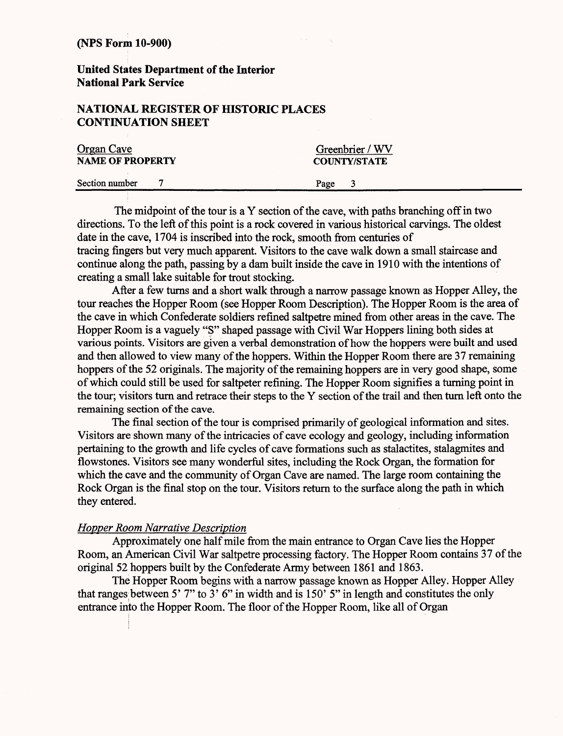The midpoint of the tour is a Y section of the cave, with paths branching off in two directions. To the left of this point is a rock covered in various historical carvings. The oldest date in the cave, 1704 is inscribed into the rock, smooth from centuries of tracing fingers but very much apparent. Visitors to the cave walk down a small staircase and continue along the path, passing by a dam built inside the cave in 1910 with the intentions of creating a small lake suitable for trout stocking.

After a few turns and a short walk through a narrow passage known as Hopper Alley, the tour reaches the Hopper Room (see Hopper Room Description). The Hopper Room is the area of the cave in which Confederate soldiers refined saltpetre mined from other areas in the cave. The Hopper Room is a vaguely "S" shaped passage with Civil War Hoppers lining both sides at various points. Visitors are given a verbal demonstration of how the hoppers were built and used and then allowed to view many of the hoppers. Within the Hopper Room there are 37 remaining hoppers of the 52 originals. The majority of the remaining hoppers are in very good shape, some of which could still be used for saltpeter refining. The Hopper Room signifies a turning point in the tour; visitors turn and retrace their steps to the Y section of the trail and then turn left onto the remaining section of the cave.

The final section of the tour is comprised primarily of geological information and sites. Visitors are shown many of the intricacies of cave ecology and geology, including information pertaining to the growth and life cycles of cave formations such as stalactites, stalagmites and flowstones. Visitors see many wonderful sites, including the Rock Organ, the formation for which the cave and the community of Organ Cave are named. The large room containing the Rock Organ is the final stop on the tour. Visitors return to the surface along the path in which they entered.

*Hopper Room Narrative Description*

Approximately one half mile from the main entrance to Organ Cave lies the Hopper Room, an American Civil War saltpetre processing factory. The Hopper Room contains 37 of the original 52 hoppers built by the Confederate Army between 1861 and 1863.

The Hopper Room begins with a narrow passage known as Hopper Alley. Hopper Alley that ranges between 5' 7" to 3' 6" in width and is 150' 5" in length and constitutes the only entrance into the Hopper Room. The floor of the Hopper Room, like all of Organ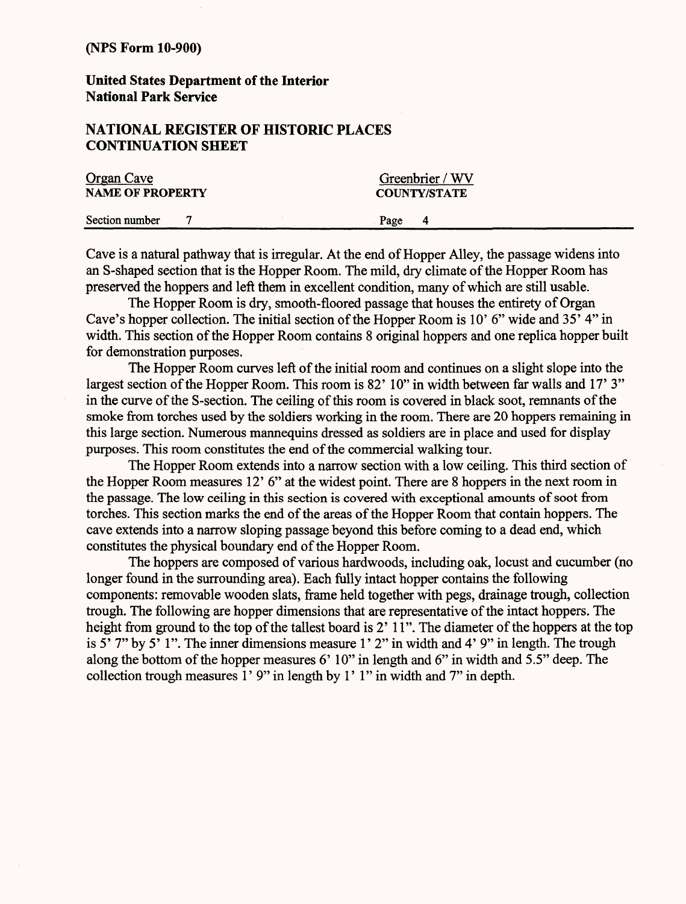Cave is a natural pathway that is irregular. At the end of Hopper Alley, the passage widens into an S-shaped section that is the Hopper Room. The mild, dry climate of the Hopper Room has preserved the hoppers and left them in excellent condition, many of which are still usable.

The Hopper Room is dry, smooth-floored passage that houses the entirety of Organ Cave's hopper collection. The initial section of the Hopper Room is 10' 6" wide and 35' 4" in width. This section of the Hopper Room contains 8 original hoppers and one replica hopper built for demonstration purposes.

The Hopper Room curves left of the initial room and continues on a slight slope into the largest section of the Hopper Room. This room is 82' 10" in width between far walls and 17' 3" in the curve of the S-section. The ceiling of this room is covered in black soot, remnants of the smoke from torches used by the soldiers working in the room. There are 20 hoppers remaining in this large section. Numerous mannequins dressed as soldiers are in place and used for display purposes. This room constitutes the end of the commercial walking tour.

The Hopper Room extends into a narrow section with a low ceiling. This third section of the Hopper Room measures 12' 6" at the widest point. There are 8 hoppers in the next room in the passage. The low ceiling in this section is covered with exceptional amounts of soot from torches. This section marks the end of the areas of the Hopper Room that contain hoppers. The cave extends into a narrow sloping passage beyond this before coming to a dead end, which constitutes the physical boundary end of the Hopper Room.

The hoppers are composed of various hardwoods, including oak, locust and cucumber (no longer found in the surrounding area). Each fully intact hopper contains the following components: removable wooden slats, frame held together with pegs, drainage trough, collection trough. The following are hopper dimensions that are representative of the intact hoppers. The height from ground to the top of the tallest board is 2' 11". The diameter of the hoppers at the top is 5' 7" by 5' 1". The inner dimensions measure 1' 2" in width and 4' 9" in length. The trough along the bottom of the hopper measures 6' 10" in length and 6" in width and 5.5" deep. The collection trough measures 1' 9" in length by 1' 1" in width and 7" in depth.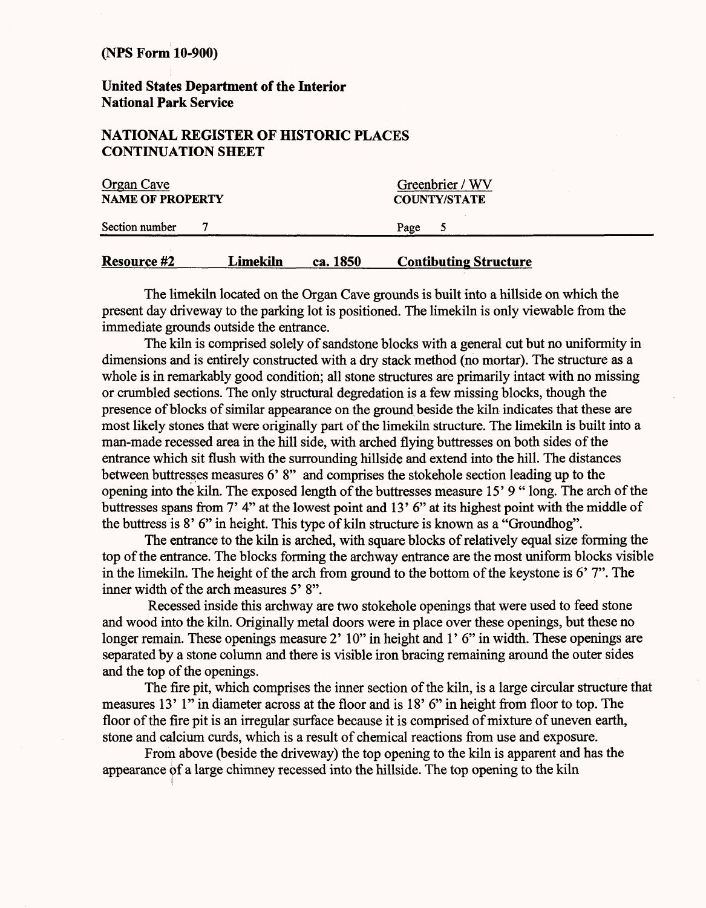**Resource #2** **Limekiln** **ca. 1850** **Contibuting Structure**

The limekiln located on the Organ Cave grounds is built into a hillside on which the present day driveway to the parking lot is positioned. The limekiln is only viewable from the immediate grounds outside the entrance.

The kiln is comprised solely of sandstone blocks with a general cut but no uniformity in dimensions and is entirely constructed with a dry stack method (no mortar). The structure as a whole is in remarkably good condition; all stone structures are primarily intact with no missing or crumbled sections. The only structural degredation is a few missing blocks, though the presence of blocks of similar appearance on the ground beside the kiln indicates that these are most likely stones that were originally part of the limekiln structure. The limekiln is built into a man-made recessed area in the hill side, with arched flying buttresses on both sides of the entrance which sit flush with the surrounding hillside and extend into the hill. The distances between buttresses measures 6' 8" and comprises the stokehole section leading up to the opening into the kiln. The exposed length of the buttresses measure 15' 9 " long. The arch of the buttresses spans from 7' 4" at the lowest point and 13' 6" at its highest point with the middle of the buttress is 8' 6" in height. This type of kiln structure is known as a "Groundhog".

The entrance to the kiln is arched, with square blocks of relatively equal size forming the top of the entrance. The blocks forming the archway entrance are the most uniform blocks visible in the limekiln. The height of the arch from ground to the bottom of the keystone is 6' 7". The inner width of the arch measures 5' 8".

Recessed inside this archway are two stokehole openings that were used to feed stone and wood into the kiln. Originally metal doors were in place over these openings, but these no longer remain. These openings measure 2' 10" in height and 1' 6" in width. These openings are separated by a stone column and there is visible iron bracing remaining around the outer sides and the top of the openings.

The fire pit, which comprises the inner section of the kiln, is a large circular structure that measures 13' 1" in diameter across at the floor and is 18' 6" in height from floor to top. The floor of the fire pit is an irregular surface because it is comprised of mixture of uneven earth, stone and calcium curds, which is a result of chemical reactions from use and exposure.

From above (beside the driveway) the top opening to the kiln is apparent and has the appearance of a large chimney recessed into the hillside. The top opening to the kiln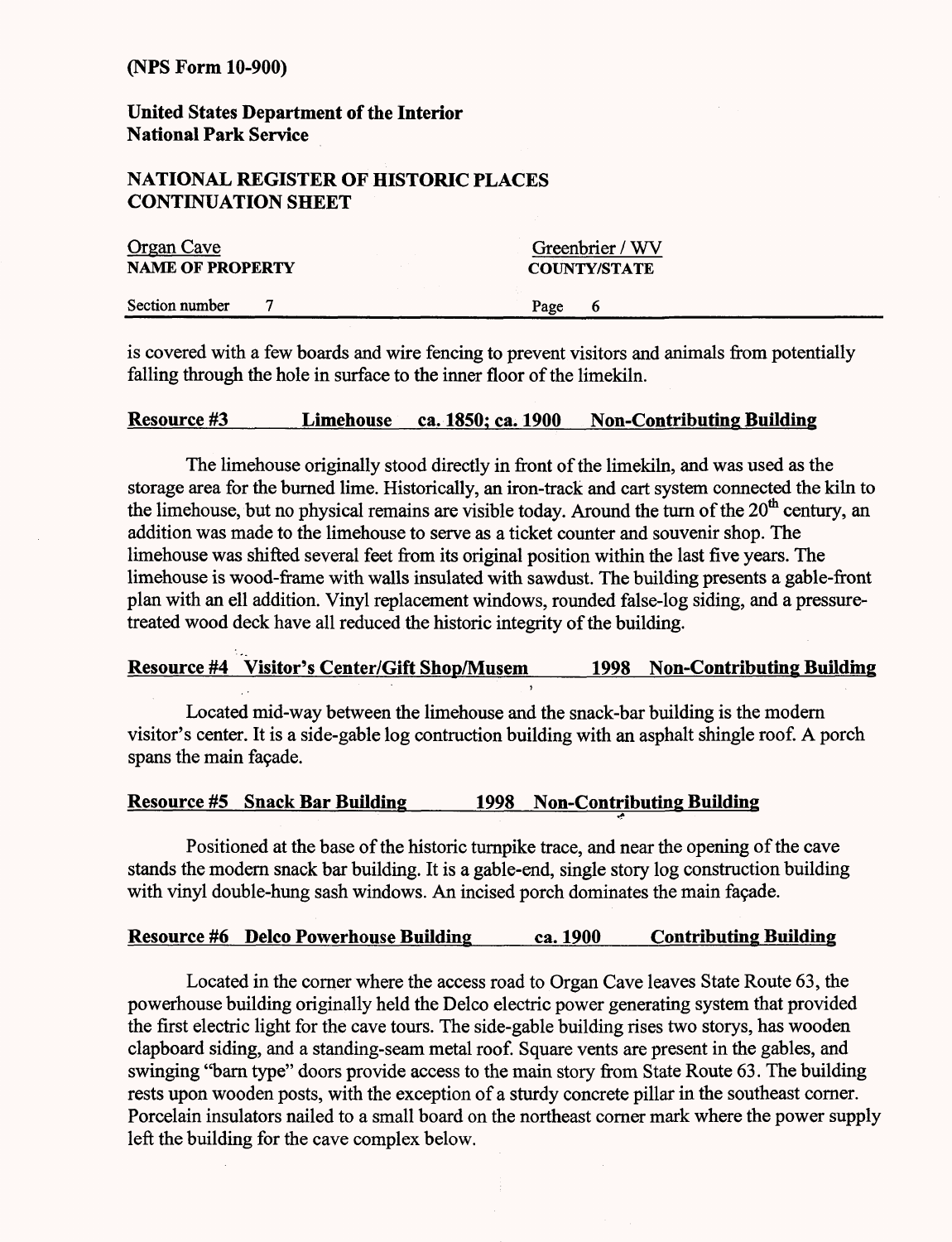is covered with a few boards and wire fencing to prevent visitors and animals from potentially falling through the hole in surface to the inner floor of the limekiln.

**Resource #3 Limehouse ca. 1850; ca. 1900 Non-Contributing Building**

The limehouse originally stood directly in front of the limekiln, and was used as the storage area for the burned lime. Historically, an iron-track and cart system connected the kiln to the limehouse, but no physical remains are visible today. Around the turn of the 20th century, an addition was made to the limehouse to serve as a ticket counter and souvenir shop. The limehouse was shifted several feet from its original position within the last five years. The limehouse is wood-frame with walls insulated with sawdust. The building presents a gable-front plan with an ell addition. Vinyl replacement windows, rounded false-log siding, and a pressure-treated wood deck have all reduced the historic integrity of the building.

**Resource #4 Visitor's Center/Gift Shop/Musem 1998 Non-Contributing Building**

Located mid-way between the limehouse and the snack-bar building is the modern visitor's center. It is a side-gable log contruction building with an asphalt shingle roof. A porch spans the main façade.

**Resource #5 Snack Bar Building 1998 Non-Contributing Building**

Positioned at the base of the historic turnpike trace, and near the opening of the cave stands the modern snack bar building. It is a gable-end, single story log construction building with vinyl double-hung sash windows. An incised porch dominates the main façade.

**Resource #6 Delco Powerhouse Building ca. 1900 Contributing Building**

Located in the corner where the access road to Organ Cave leaves State Route 63, the powerhouse building originally held the Delco electric power generating system that provided the first electric light for the cave tours. The side-gable building rises two storys, has wooden clapboard siding, and a standing-seam metal roof. Square vents are present in the gables, and swinging "barn type" doors provide access to the main story from State Route 63. The building rests upon wooden posts, with the exception of a sturdy concrete pillar in the southeast corner. Porcelain insulators nailed to a small board on the northeast corner mark where the power supply left the building for the cave complex below.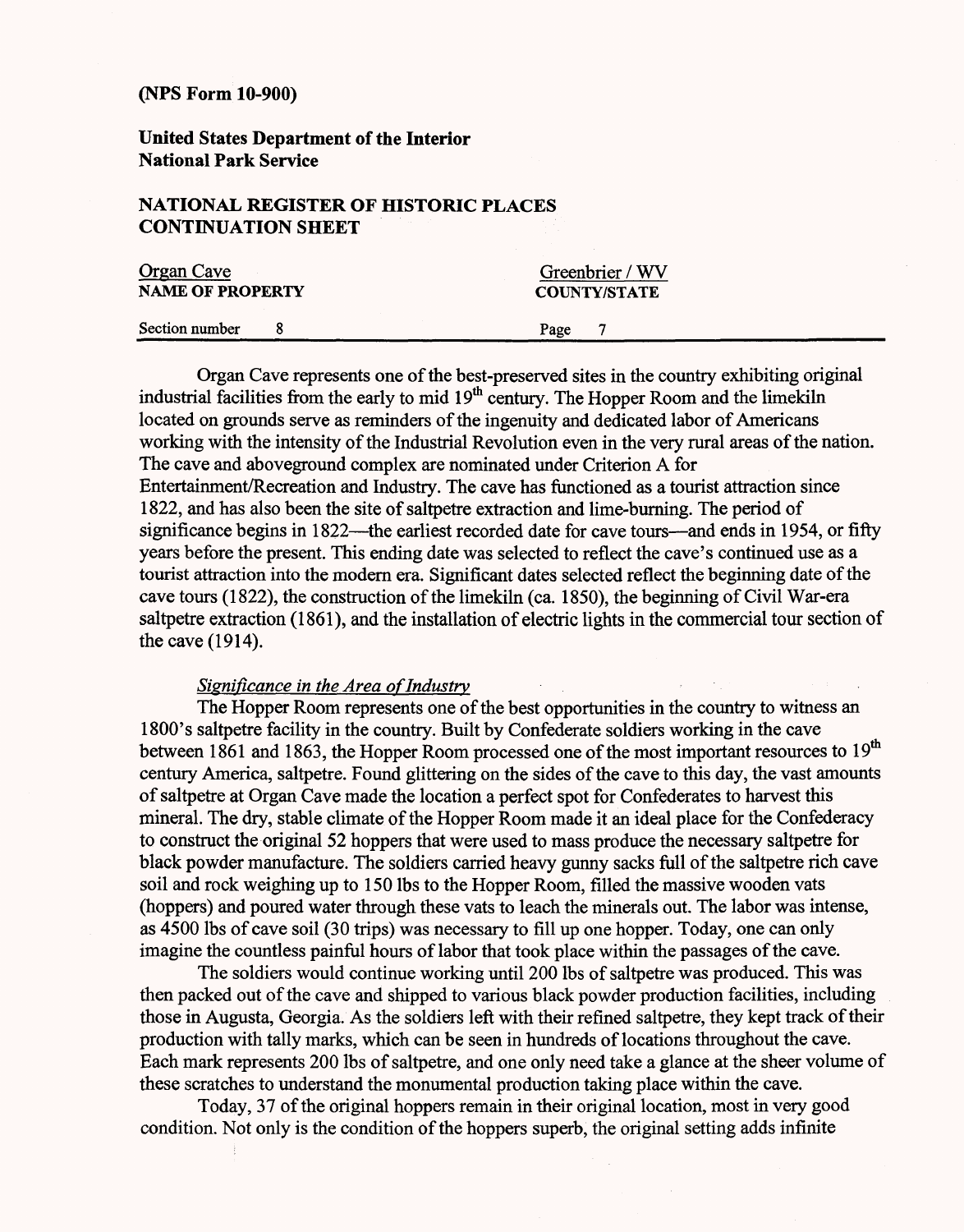Organ Cave represents one of the best-preserved sites in the country exhibiting original industrial facilities from the early to mid 19th century. The Hopper Room and the limekiln located on grounds serve as reminders of the ingenuity and dedicated labor of Americans working with the intensity of the Industrial Revolution even in the very rural areas of the nation. The cave and aboveground complex are nominated under Criterion A for Entertainment/Recreation and Industry. The cave has functioned as a tourist attraction since 1822, and has also been the site of saltpetre extraction and lime-burning. The period of significance begins in 1822—the earliest recorded date for cave tours—and ends in 1954, or fifty years before the present. This ending date was selected to reflect the cave's continued use as a tourist attraction into the modern era. Significant dates selected reflect the beginning date of the cave tours (1822), the construction of the limekiln (ca. 1850), the beginning of Civil War-era saltpetre extraction (1861), and the installation of electric lights in the commercial tour section of the cave (1914).

*Significance in the Area of Industry*

The Hopper Room represents one of the best opportunities in the country to witness an 1800's saltpetre facility in the country. Built by Confederate soldiers working in the cave between 1861 and 1863, the Hopper Room processed one of the most important resources to 19th century America, saltpetre. Found glittering on the sides of the cave to this day, the vast amounts of saltpetre at Organ Cave made the location a perfect spot for Confederates to harvest this mineral. The dry, stable climate of the Hopper Room made it an ideal place for the Confederacy to construct the original 52 hoppers that were used to mass produce the necessary saltpetre for black powder manufacture. The soldiers carried heavy gunny sacks full of the saltpetre rich cave soil and rock weighing up to 150 lbs to the Hopper Room, filled the massive wooden vats (hoppers) and poured water through these vats to leach the minerals out. The labor was intense, as 4500 lbs of cave soil (30 trips) was necessary to fill up one hopper. Today, one can only imagine the countless painful hours of labor that took place within the passages of the cave.

The soldiers would continue working until 200 lbs of saltpetre was produced. This was then packed out of the cave and shipped to various black powder production facilities, including those in Augusta, Georgia. As the soldiers left with their refined saltpetre, they kept track of their production with tally marks, which can be seen in hundreds of locations throughout the cave. Each mark represents 200 lbs of saltpetre, and one only need take a glance at the sheer volume of these scratches to understand the monumental production taking place within the cave.

Today, 37 of the original hoppers remain in their original location, most in very good condition. Not only is the condition of the hoppers superb, the original setting adds infinite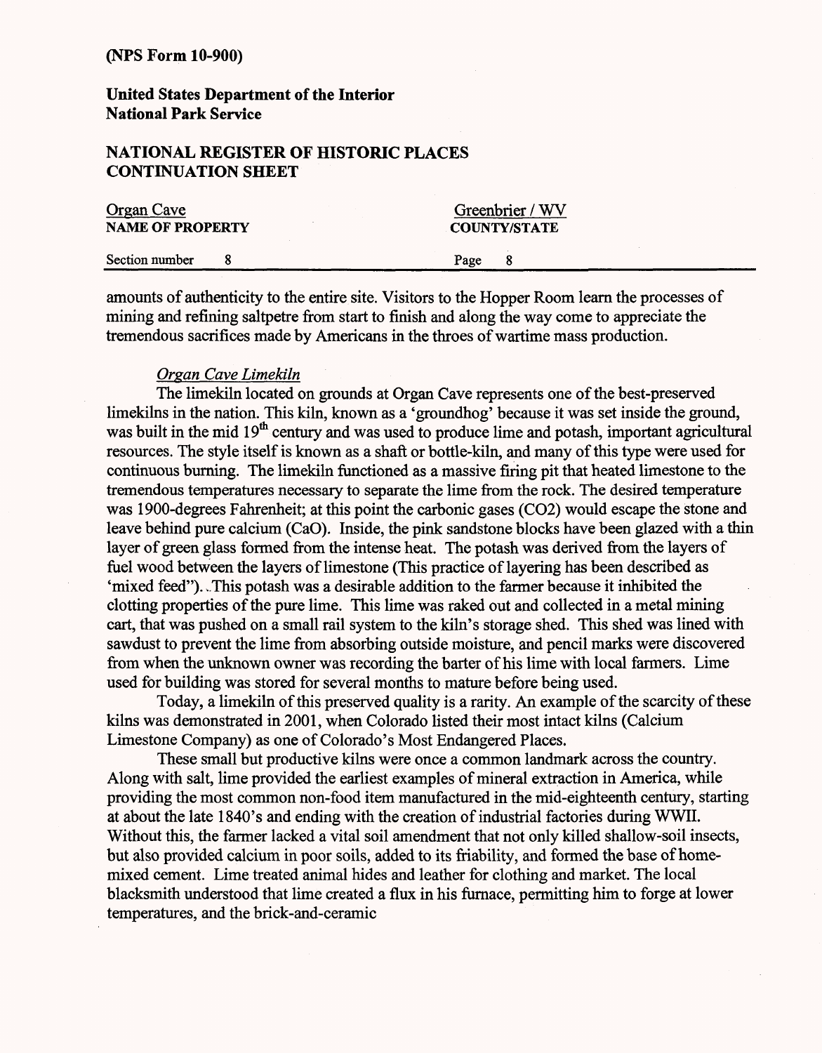amounts of authenticity to the entire site. Visitors to the Hopper Room learn the processes of mining and refining saltpetre from start to finish and along the way come to appreciate the tremendous sacrifices made by Americans in the throes of wartime mass production.

*Organ Cave Limekiln*

The limekiln located on grounds at Organ Cave represents one of the best-preserved limekilns in the nation. This kiln, known as a 'groundhog' because it was set inside the ground, was built in the mid 19th century and was used to produce lime and potash, important agricultural resources. The style itself is known as a shaft or bottle-kiln, and many of this type were used for continuous burning. The limekiln functioned as a massive firing pit that heated limestone to the tremendous temperatures necessary to separate the lime from the rock. The desired temperature was 1900-degrees Fahrenheit; at this point the carbonic gases ($CO_2$) would escape the stone and leave behind pure calcium ($CaO$). Inside, the pink sandstone blocks have been glazed with a thin layer of green glass formed from the intense heat. The potash was derived from the layers of fuel wood between the layers of limestone (This practice of layering has been described as 'mixed feed"). This potash was a desirable addition to the farmer because it inhibited the clotting properties of the pure lime. This lime was raked out and collected in a metal mining cart, that was pushed on a small rail system to the kiln's storage shed. This shed was lined with sawdust to prevent the lime from absorbing outside moisture, and pencil marks were discovered from when the unknown owner was recording the barter of his lime with local farmers. Lime used for building was stored for several months to mature before being used.

Today, a limekiln of this preserved quality is a rarity. An example of the scarcity of these kilns was demonstrated in 2001, when Colorado listed their most intact kilns (Calcium Limestone Company) as one of Colorado's Most Endangered Places.

These small but productive kilns were once a common landmark across the country. Along with salt, lime provided the earliest examples of mineral extraction in America, while providing the most common non-food item manufactured in the mid-eighteenth century, starting at about the late 1840's and ending with the creation of industrial factories during WWII. Without this, the farmer lacked a vital soil amendment that not only killed shallow-soil insects, but also provided calcium in poor soils, added to its friability, and formed the base of home-mixed cement. Lime treated animal hides and leather for clothing and market. The local blacksmith understood that lime created a flux in his furnace, permitting him to forge at lower temperatures, and the brick-and-ceramic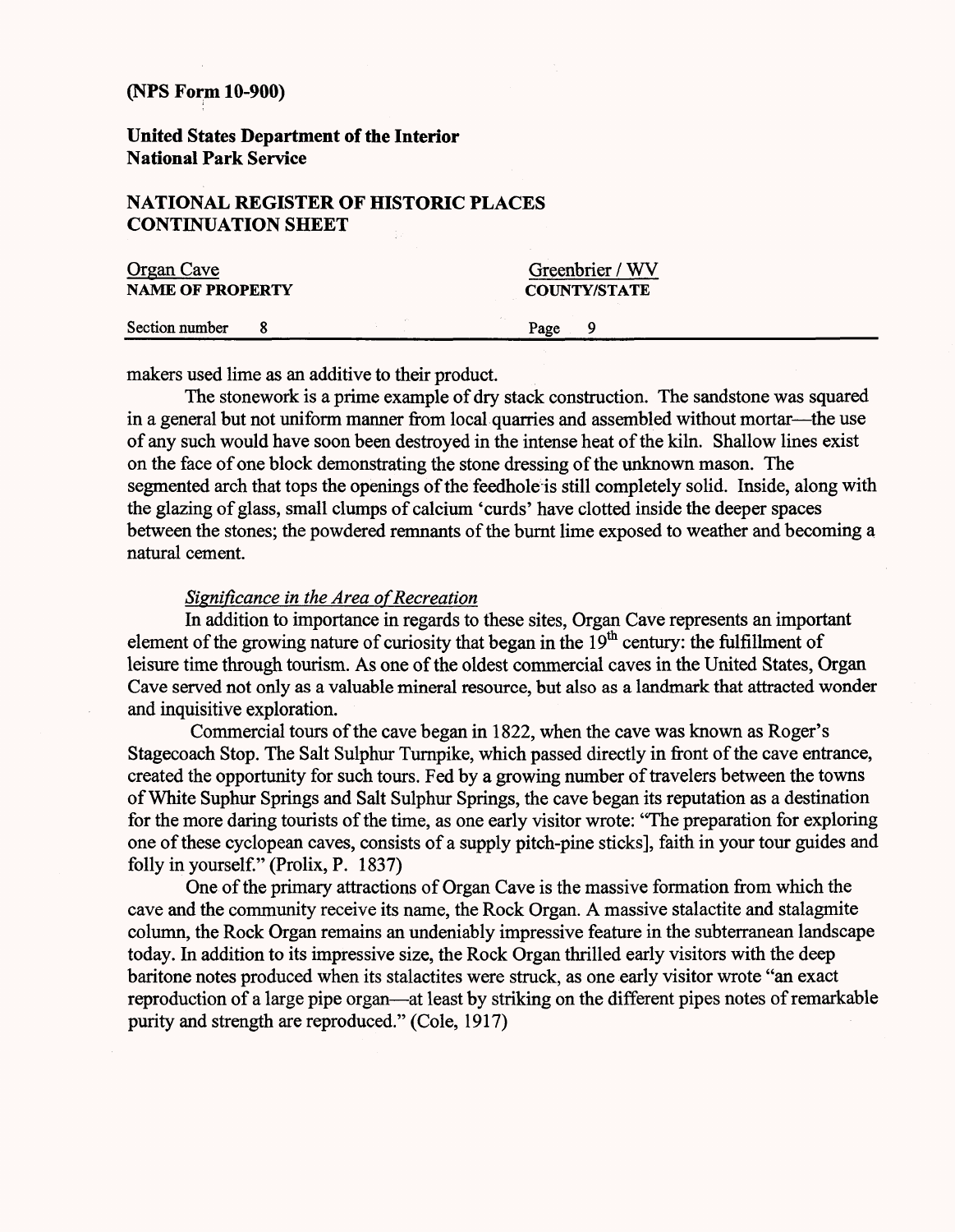makers used lime as an additive to their product.

The stonework is a prime example of dry stack construction. The sandstone was squared in a general but not uniform manner from local quarries and assembled without mortar—the use of any such would have soon been destroyed in the intense heat of the kiln. Shallow lines exist on the face of one block demonstrating the stone dressing of the unknown mason. The segmented arch that tops the openings of the feedhole is still completely solid. Inside, along with the glazing of glass, small clumps of calcium 'curds' have clotted inside the deeper spaces between the stones; the powdered remnants of the burnt lime exposed to weather and becoming a natural cement.

*Significance in the Area of Recreation*

In addition to importance in regards to these sites, Organ Cave represents an important element of the growing nature of curiosity that began in the 19th century: the fulfillment of leisure time through tourism. As one of the oldest commercial caves in the United States, Organ Cave served not only as a valuable mineral resource, but also as a landmark that attracted wonder and inquisitive exploration.

Commercial tours of the cave began in 1822, when the cave was known as Roger's Stagecoach Stop. The Salt Sulphur Turnpike, which passed directly in front of the cave entrance, created the opportunity for such tours. Fed by a growing number of travelers between the towns of White Suphur Springs and Salt Sulphur Springs, the cave began its reputation as a destination for the more daring tourists of the time, as one early visitor wrote: "The preparation for exploring one of these cyclopean caves, consists of a supply pitch-pine sticks], faith in your tour guides and folly in yourself." (Prolix, P. 1837)

One of the primary attractions of Organ Cave is the massive formation from which the cave and the community receive its name, the Rock Organ. A massive stalactite and stalagmite column, the Rock Organ remains an undeniably impressive feature in the subterranean landscape today. In addition to its impressive size, the Rock Organ thrilled early visitors with the deep baritone notes produced when its stalactites were struck, as one early visitor wrote "an exact reproduction of a large pipe organ—at least by striking on the different pipes notes of remarkable purity and strength are reproduced." (Cole, 1917)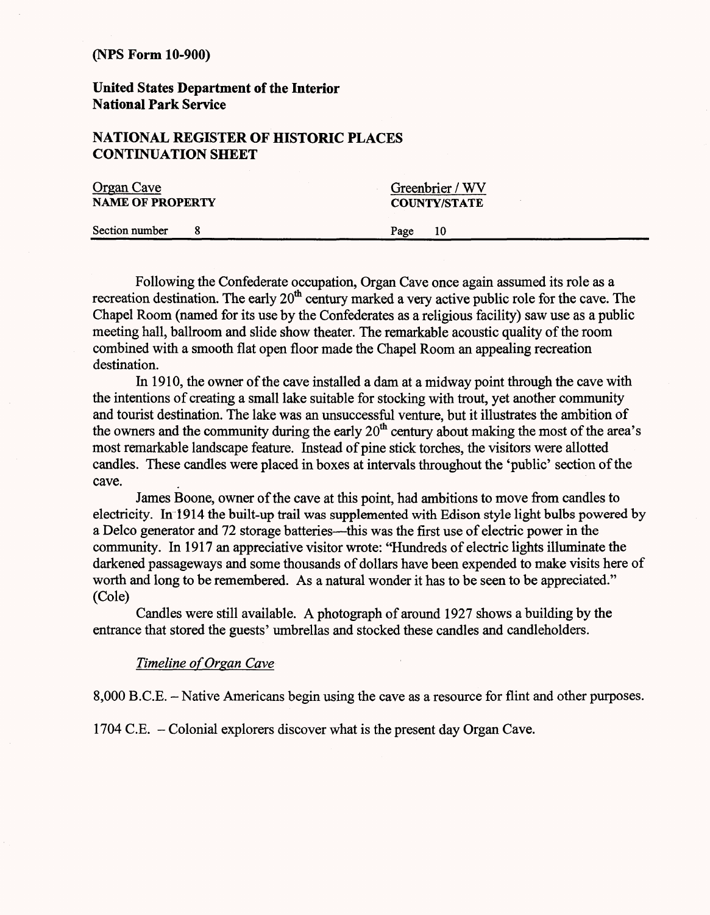Following the Confederate occupation, Organ Cave once again assumed its role as a recreation destination. The early 20th century marked a very active public role for the cave. The Chapel Room (named for its use by the Confederates as a religious facility) saw use as a public meeting hall, ballroom and slide show theater. The remarkable acoustic quality of the room combined with a smooth flat open floor made the Chapel Room an appealing recreation destination.

In 1910, the owner of the cave installed a dam at a midway point through the cave with the intentions of creating a small lake suitable for stocking with trout, yet another community and tourist destination. The lake was an unsuccessful venture, but it illustrates the ambition of the owners and the community during the early 20th century about making the most of the area's most remarkable landscape feature. Instead of pine stick torches, the visitors were allotted candles. These candles were placed in boxes at intervals throughout the 'public' section of the cave.

James Boone, owner of the cave at this point, had ambitions to move from candles to electricity. In 1914 the built-up trail was supplemented with Edison style light bulbs powered by a Delco generator and 72 storage batteries—this was the first use of electric power in the community. In 1917 an appreciative visitor wrote: "Hundreds of electric lights illuminate the darkened passageways and some thousands of dollars have been expended to make visits here of worth and long to be remembered. As a natural wonder it has to be seen to be appreciated." (Cole)

Candles were still available. A photograph of around 1927 shows a building by the entrance that stored the guests' umbrellas and stocked these candles and candleholders.

*Timeline of Organ Cave*

8,000 B.C.E. – Native Americans begin using the cave as a resource for flint and other purposes.

1704 C.E. – Colonial explorers discover what is the present day Organ Cave.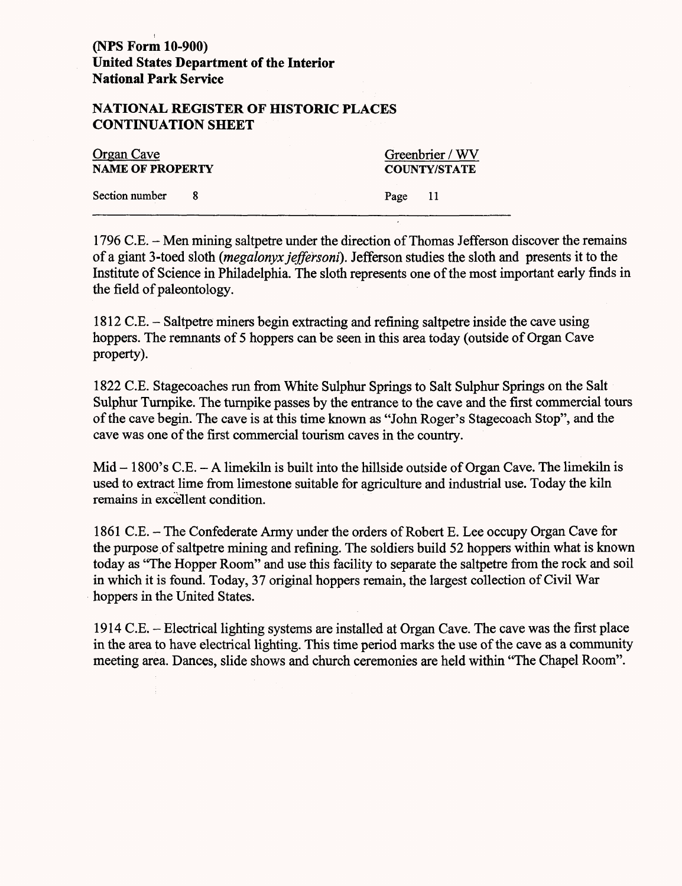1796 C.E. – Men mining saltpetre under the direction of Thomas Jefferson discover the remains of a giant 3-toed sloth (*megalonyx jeffersoni*). Jefferson studies the sloth and presents it to the Institute of Science in Philadelphia. The sloth represents one of the most important early finds in the field of paleontology.

1812 C.E. – Saltpetre miners begin extracting and refining saltpetre inside the cave using hoppers. The remnants of 5 hoppers can be seen in this area today (outside of Organ Cave property).

1822 C.E. Stagecoaches run from White Sulphur Springs to Salt Sulphur Springs on the Salt Sulphur Turnpike. The turnpike passes by the entrance to the cave and the first commercial tours of the cave begin. The cave is at this time known as "John Roger's Stagecoach Stop", and the cave was one of the first commercial tourism caves in the country.

Mid – 1800's C.E. – A limekiln is built into the hillside outside of Organ Cave. The limekiln is used to extract lime from limestone suitable for agriculture and industrial use. Today the kiln remains in excellent condition.

1861 C.E. – The Confederate Army under the orders of Robert E. Lee occupy Organ Cave for the purpose of saltpetre mining and refining. The soldiers build 52 hoppers within what is known today as "The Hopper Room" and use this facility to separate the saltpetre from the rock and soil in which it is found. Today, 37 original hoppers remain, the largest collection of Civil War hoppers in the United States.

1914 C.E. – Electrical lighting systems are installed at Organ Cave. The cave was the first place in the area to have electrical lighting. This time period marks the use of the cave as a community meeting area. Dances, slide shows and church ceremonies are held within "The Chapel Room".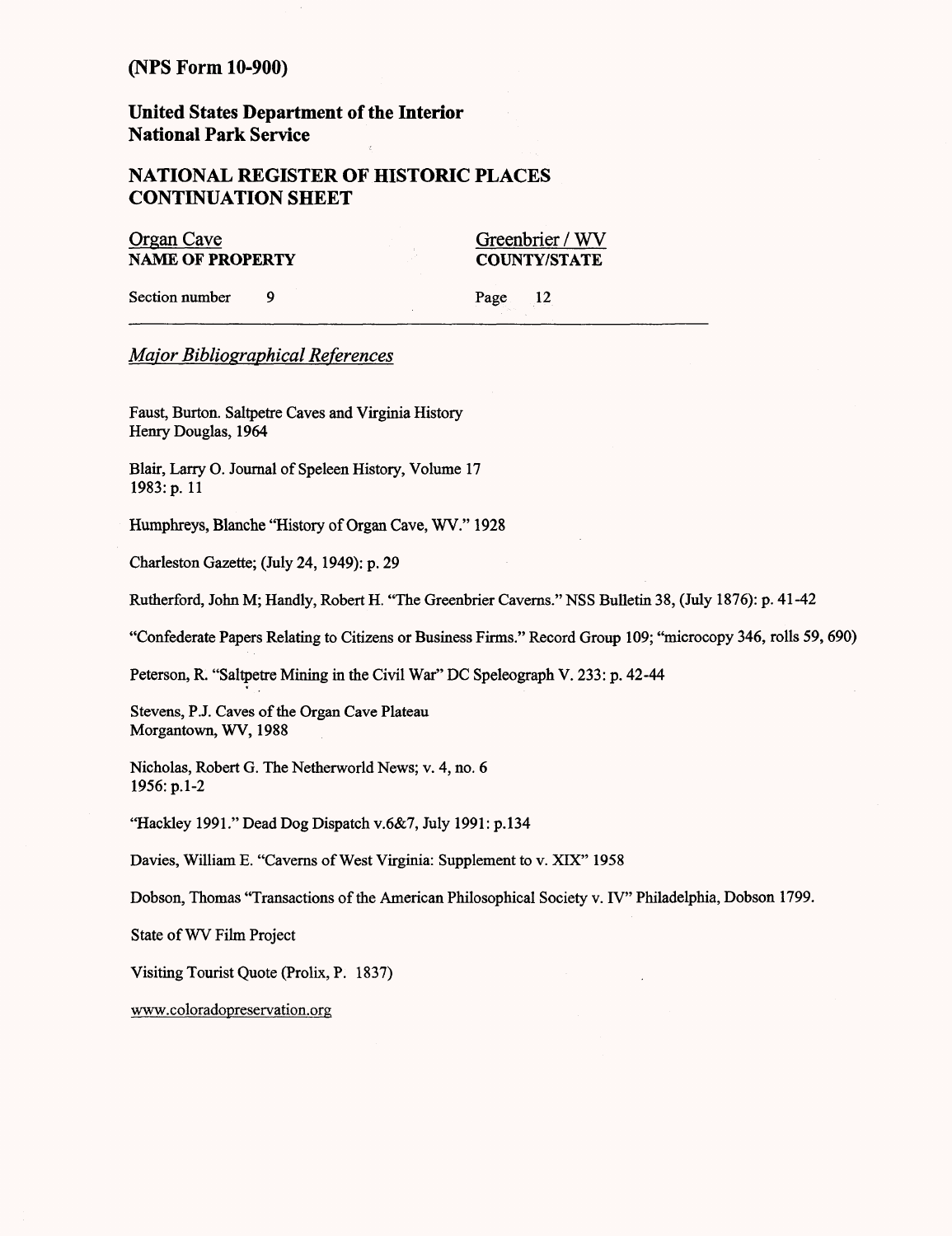(NPS Form 10-900)

**United States Department of the Interior**
**National Park Service**

## NATIONAL REGISTER OF HISTORIC PLACES CONTINUATION SHEET

Organan Cave
**NAME OF PROPERTY**

Greenbrier / WV
**COUNTY/STATE**

Section number 9

Page 12

### *Major Bibliographical References*

Faust, Burton. Saltpetre Caves and Virginia History
Henry Douglas, 1964

Blair, Larry O. Journal of Speleen History, Volume 17
1983: p. 11

Humphreys, Blanche "History of Organ Cave, WV." 1928

Charleston Gazette; (July 24, 1949): p. 29

Rutherford, John M; Handly, Robert H. "The Greenbrier Caverns." NSS Bulletin 38, (July 1876): p. 41-42

"Confederate Papers Relating to Citizens or Business Firms." Record Group 109; "microcopy 346, rolls 59, 690)

Peterson, R. "Saltpetre Mining in the Civil War" DC Speleograph V. 233: p. 42-44

Stevens, P.J. Caves of the Organ Cave Plateau
Morgantown, WV, 1988

Nicholas, Robert G. The Netherworld News; v. 4, no. 6
1956: p.1-2

"Hackley 1991." Dead Dog Dispatch v.6&7, July 1991: p.134

Davies, William E. "Caverns of West Virginia: Supplement to v. XIX" 1958

Dobson, Thomas "Transactions of the American Philosophical Society v. IV" Philadelphia, Dobson 1799.

State of WV Film Project

Visiting Tourist Quote (Prolix, P. 1837)

www.coloradopreservation.org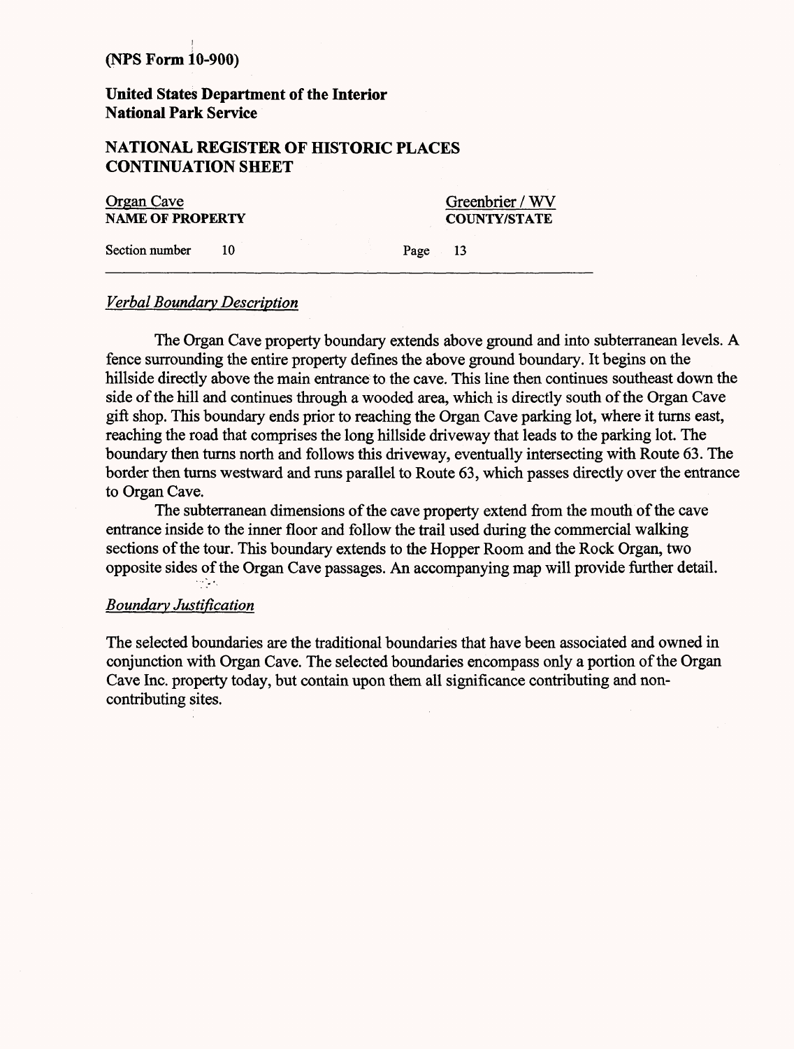### *Verbal Boundary Description*

The Organ Cave property boundary extends above ground and into subterranean levels. A fence surrounding the entire property defines the above ground boundary. It begins on the hillside directly above the main entrance to the cave. This line then continues southeast down the side of the hill and continues through a wooded area, which is directly south of the Organ Cave gift shop. This boundary ends prior to reaching the Organ Cave parking lot, where it turns east, reaching the road that comprises the long hillside driveway that leads to the parking lot. The boundary then turns north and follows this driveway, eventually intersecting with Route 63. The border then turns westward and runs parallel to Route 63, which passes directly over the entrance to Organ Cave.

The subterranean dimensions of the cave property extend from the mouth of the cave entrance inside to the inner floor and follow the trail used during the commercial walking sections of the tour. This boundary extends to the Hopper Room and the Rock Organ, two opposite sides of the Organ Cave passages. An accompanying map will provide further detail.

### *Boundary Justification*

The selected boundaries are the traditional boundaries that have been associated and owned in conjunction with Organ Cave. The selected boundaries encompass only a portion of the Organ Cave Inc. property today, but contain upon them all significance contributing and non-contributing sites.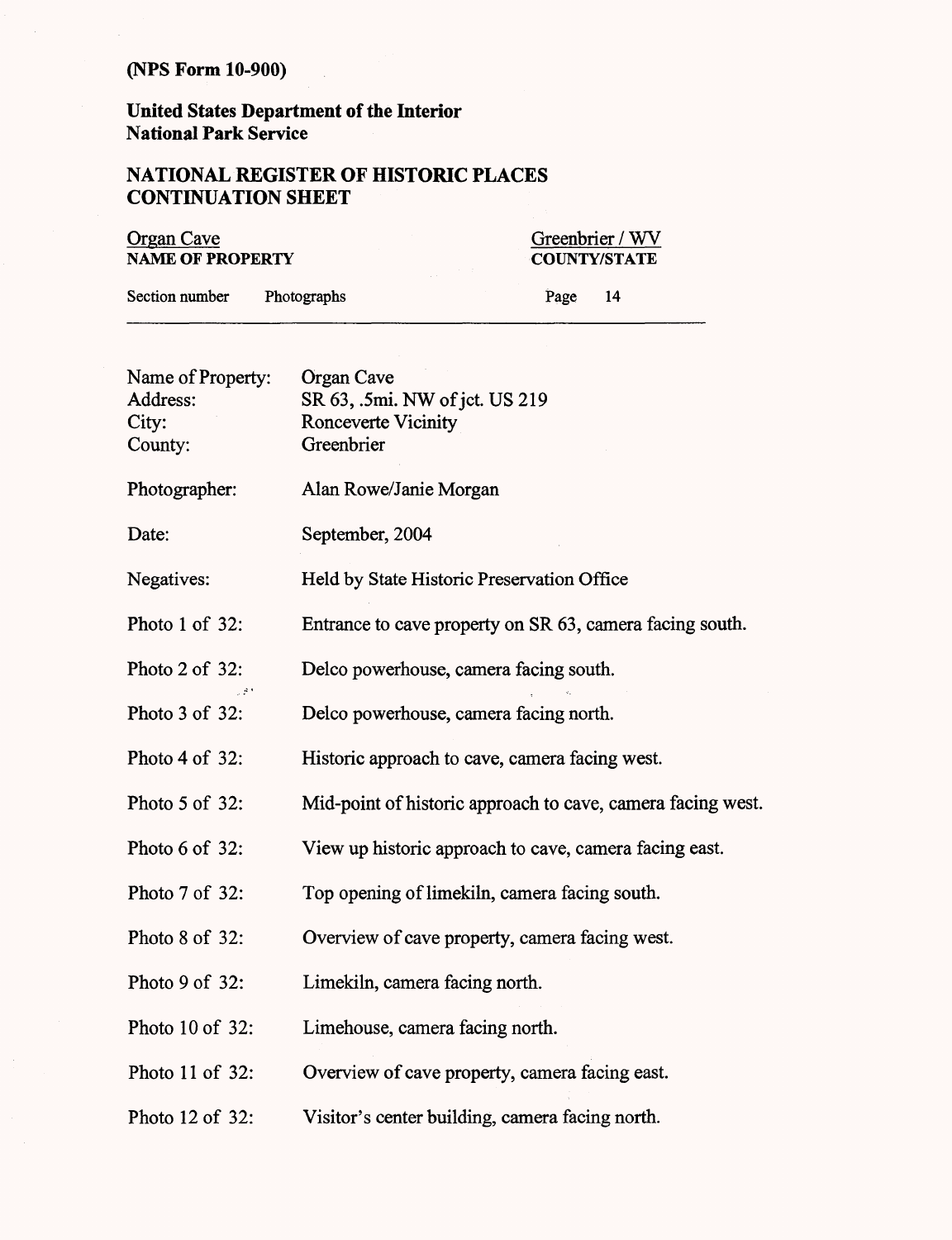(NPS Form 10-900)

**United States Department of the Interior**
**National Park Service**

**NATIONAL REGISTER OF HISTORIC PLACES**
**CONTINUATION SHEET**

Organ Cave
**NAME OF PROPERTY**

Greenbrier / WV
**COUNTY/STATE**

Section number Photographs Page 14

| | |
|---|---|
| Name of Property: | Organ Cave |
| Address: | SR 63, .5mi. NW of jct. US 219 |
| City: | Ronceverte Vicinity |
| County: | Greenbrier |
| Photographer: | Alan Rowe/Janie Morgan |
| Date: | September, 2004 |
| Negatives: | Held by State Historic Preservation Office |
| Photo 1 of 32: | Entrance to cave property on SR 63, camera facing south. |
| Photo 2 of 32: | Delco powerhouse, camera facing south. |
| Photo 3 of 32: | Delco powerhouse, camera facing north. |
| Photo 4 of 32: | Historic approach to cave, camera facing west. |
| Photo 5 of 32: | Mid-point of historic approach to cave, camera facing west. |
| Photo 6 of 32: | View up historic approach to cave, camera facing east. |
| Photo 7 of 32: | Top opening of limekiln, camera facing south. |
| Photo 8 of 32: | Overview of cave property, camera facing west. |
| Photo 9 of 32: | Limekiln, camera facing north. |
| Photo 10 of 32: | Limehouse, camera facing north. |
| Photo 11 of 32: | Overview of cave property, camera facing east. |
| Photo 12 of 32: | Visitor's center building, camera facing north. |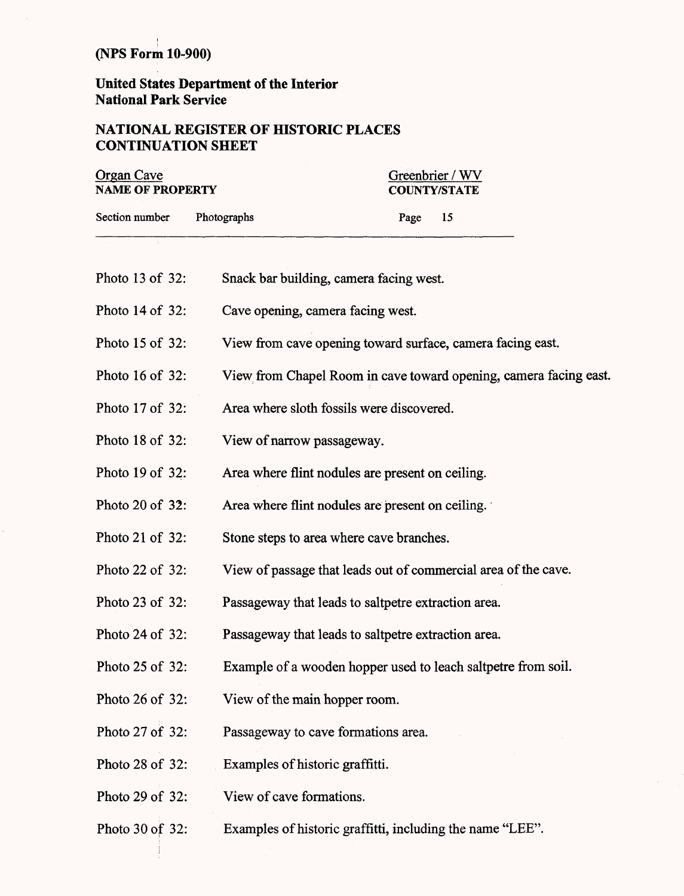(NPS Form 10-900)

**United States Department of the Interior**
**National Park Service**

**NATIONAL REGISTER OF HISTORIC PLACES**
**CONTINUATION SHEET**

| Organ Cave | Greenbrier / WV |
|---|---|
| **NAME OF PROPERTY** | **COUNTY/STATE** |

Section number Photographs

Photo 13 of 32: Snack bar building, camera facing west.

Photo 14 of 32: Cave opening, camera facing west.

Photo 15 of 32: View from cave opening toward surface, camera facing east.

Photo 16 of 32: View from Chapel Room in cave toward opening, camera facing east.

Photo 17 of 32: Area where sloth fossils were discovered.

Photo 18 of 32: View of narrow passageway.

Photo 19 of 32: Area where flint nodules are present on ceiling.

Photo 20 of 32: Area where flint nodules are present on ceiling.

Photo 21 of 32: Stone steps to area where cave branches.

Photo 22 of 32: View of passage that leads out of commercial area of the cave.

Photo 23 of 32: Passageway that leads to saltpetre extraction area.

Photo 24 of 32: Passageway that leads to saltpetre extraction area.

Photo 25 of 32: Example of a wooden hopper used to leach saltpetre from soil.

Photo 26 of 32: View of the main hopper room.

Photo 27 of 32: Passageway to cave formations area.

Photo 28 of 32: Examples of historic graffitti.

Photo 29 of 32: View of cave formations.

Photo 30 of 32: Examples of historic graffitti, including the name "LEE".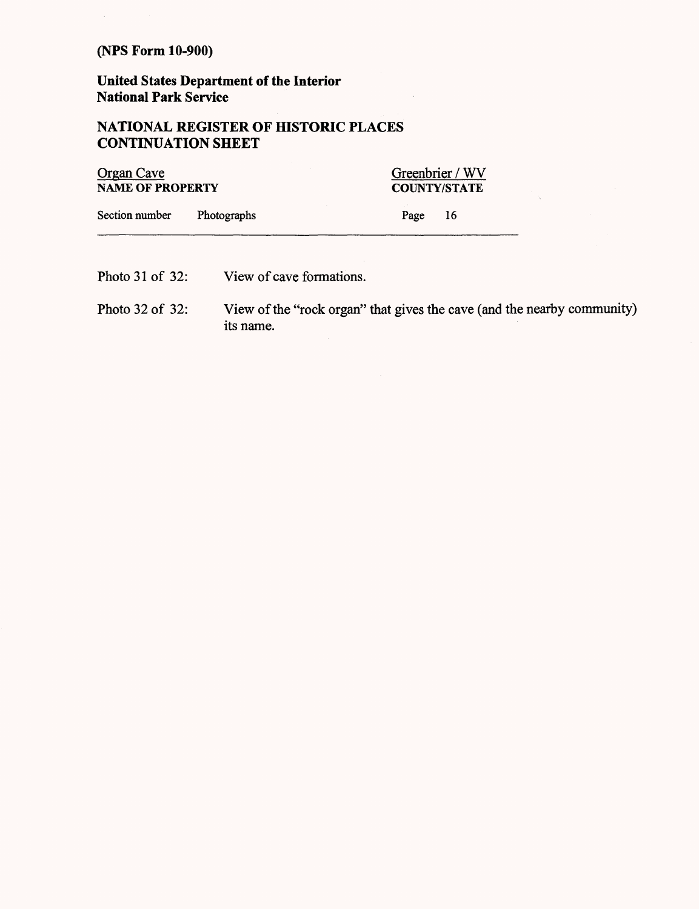(NPS Form 10-900)

**United States Department of the Interior**
**National Park Service**

## NATIONAL REGISTER OF HISTORIC PLACES CONTINUATION SHEET

| Organan Cave | Greenbrier / WV |
|---|---|
| **NAME OF PROPERTY** | **COUNTY/STATE** |
| Section number Photographs | Page 16 |

Photo 31 of 32: View of cave formations.

Photo 32 of 32: View of the "rock organ" that gives the cave (and the nearby community) its name.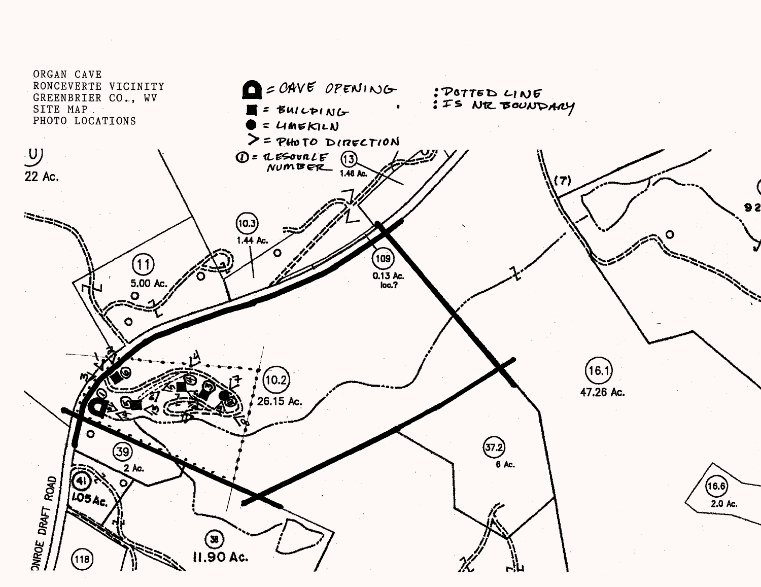ORGAN CAVE
RONCEVERTE VICINITY
GREENBRIER CO., WV
SITE MAP
PHOTO LOCATIONS

- (cave symbol) = CAVE OPENING
- ■ = BUILDING
- ● = LIMEKILN
- > = PHOTO DIRECTION
- ① = RESOURCE NUMBER

: DOTTED LINE
: IS NR BOUNDARY

22 Ac.

(13) 1.46 Ac.

(7)

(10.3) 1.44 Ac.

(109) 0.13 Ac. loc.?

(11) 5.00 Ac.

(10.2) 26.15 Ac.

(16.1) 47.26 Ac.

(37.2) 6 Ac.

(39) 2 Ac.

(41) 1.05 Ac.

(38) 11.90 Ac.

(16.6) 2.0 Ac.

(118)

MONROE DRAFT ROAD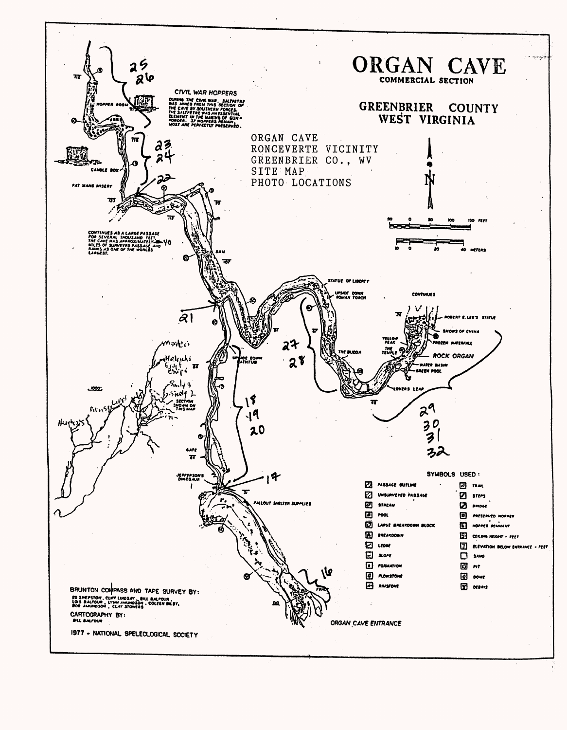# ORGAN CAVE

**COMMERCIAL SECTION**

## GREENBRIER COUNTY WEST VIRGINIA

ORGAN CAVE
RONCEVERTE VICINITY
GREENBRIER CO., WV
SITE MAP
PHOTO LOCATIONS

**CIVIL WAR HOPPERS**

DURING THE CIVIL WAR, SALTPETRE WAS MINED FROM THIS SECTION OF THE CAVE BY SOUTHERN FORCES. THE SALTPETRE WAS AN ESSENTIAL ELEMENT IN THE MAKING OF GUNPOWDER. 37 HOPPERS REMAIN, MOST ARE PERFECTLY PRESERVED.

HOPPER ROOM

CANDLE BOX

FAT MANS MISERY

CONTINUES AS A LARGE PASSAGE FOR SEVERAL THOUSAND FEET. THE CAVE HAS APPROXIMATELY 40 MILES OF SURVEYED PASSAGE AND RANKS AS ONE OF THE WORLDS LARGEST.

DAM

STATUE OF LIBERTY

UPSIDE DOWN ROMAN TORCH

CONTINUES

ROBERT E. LEE'S STATUE

SHOWS OF CHINA

FROZEN WATERFALL

YELLOW PEAK

THE TEMPLE

ROCK ORGAN

WATER BASIN

GREEN POOL

THE BUDDA

LOVERS LEAP

UPSIDE DOWN BATHTUB

SECTION SHOWN ON THIS MAP

GATE

JEFFERSON'S DINOSAUR

FALLOUT SHELTER SUPPLIES

FENCE

ORGAN CAVE ENTRANCE

25
26
23
24
22
21
18
19
20
17
16
27
28
29
30
31
32

**SYMBOLS USED:**

PASSAGE OUTLINE
UNSURVEYED PASSAGE
STREAM
POOL
LARGE BREAKDOWN BLOCK
BREAKDOWN
LEDGE
SLOPE
FORMATION
FLOWSTONE
RIMSTONE
TRAIL
STEPS
BRIDGE
PRESERVED HOPPER
HOPPER REMNANT
CEILING HEIGHT - FEET
ELEVATION BELOW ENTRANCE - FEET
SAND
PIT
DOME
DEBRIS

BRUNTON COMPASS AND TAPE SURVEY BY:

ED SWEPSTON, CLIFF LINDSAY, BILL BALFOUR, LOIS BALFOUR, LYNN AMUNDSON, COLEEN BILBY, BOB AMUNDSON, CLAY STOWERS

CARTOGRAPHY BY:

BILL BALFOUR

1977 • NATIONAL SPELEOLOGICAL SOCIETY